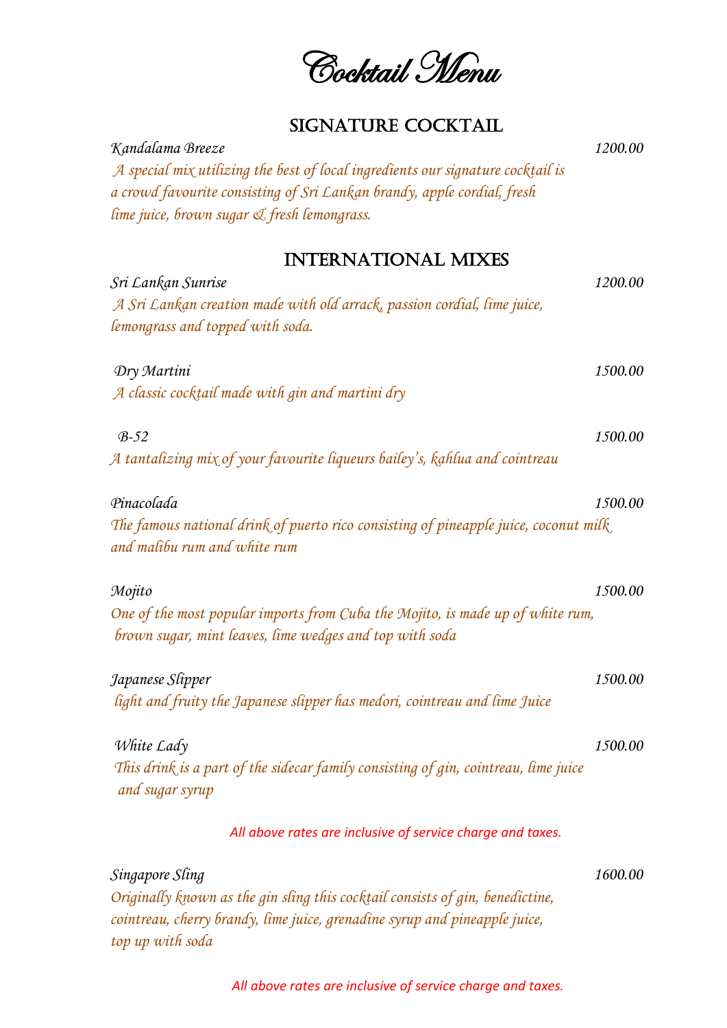# Cocktail Menu

## SIGNATURE COCKTAIL

*Kandalama Breeze* — *1200.00*

*A special mix utilizing the best of local ingredients our signature cocktail is a crowd favourite consisting of Sri Lankan brandy, apple cordial, fresh lime juice, brown sugar & fresh lemongrass.*

## INTERNATIONAL MIXES

*Sri Lankan Sunrise* — *1200.00*

*A Sri Lankan creation made with old arrack, passion cordial, lime juice, lemongrass and topped with soda.*

*Dry Martini* — *1500.00*

*A classic cocktail made with gin and martini dry*

*B-52* — *1500.00*

*A tantalizing mix of your favourite liqueurs bailey's, kahlua and cointreau*

*Pinacolada* — *1500.00*

*The famous national drink of puerto rico consisting of pineapple juice, coconut milk and malibu rum and white rum*

*Mojito* — *1500.00*

*One of the most popular imports from Cuba the Mojito, is made up of white rum, brown sugar, mint leaves, lime wedges and top with soda*

*Japanese Slipper* — *1500.00*

*light and fruity the Japanese slipper has medori, cointreau and lime Juice*

*White Lady* — *1500.00*

*This drink is a part of the sidecar family consisting of gin, cointreau, lime juice and sugar syrup*

*All above rates are inclusive of service charge and taxes.*

*Singapore Sling* — *1600.00*

*Originally known as the gin sling this cocktail consists of gin, benedictine, cointreau, cherry brandy, lime juice, grenadine syrup and pineapple juice, top up with soda*

*All above rates are inclusive of service charge and taxes.*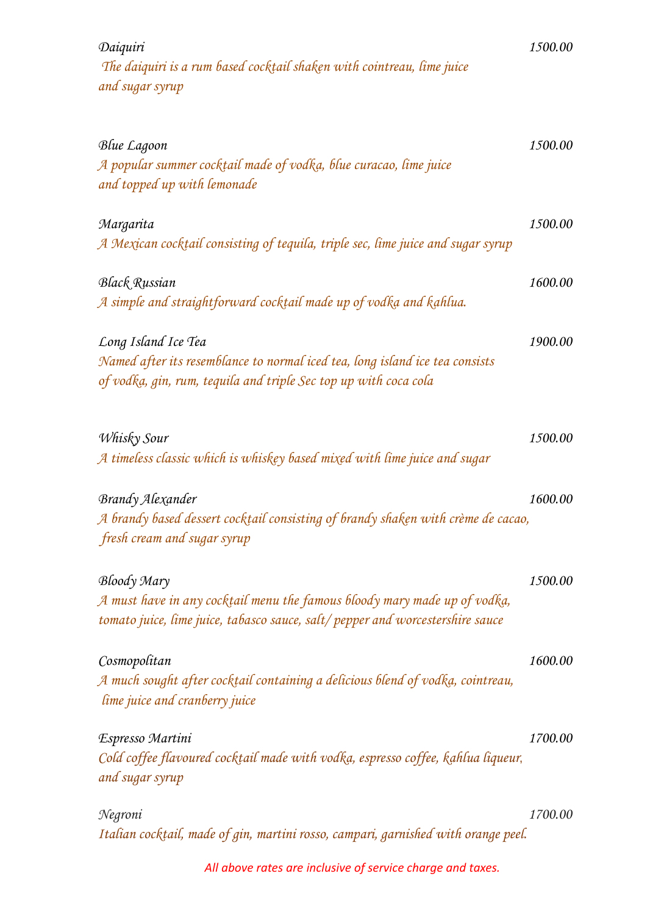*Daiquiri* *1500.00*
*The daiquiri is a rum based cocktail shaken with cointreau, lime juice and sugar syrup*

*Blue Lagoon* *1500.00*
*A popular summer cocktail made of vodka, blue curacao, lime juice and topped up with lemonade*

*Margarita* *1500.00*
*A Mexican cocktail consisting of tequila, triple sec, lime juice and sugar syrup*

*Black Russian* *1600.00*
*A simple and straightforward cocktail made up of vodka and kahlua.*

*Long Island Ice Tea* *1900.00*
*Named after its resemblance to normal iced tea, long island ice tea consists of vodka, gin, rum, tequila and triple Sec top up with coca cola*

*Whisky Sour* *1500.00*
*A timeless classic which is whiskey based mixed with lime juice and sugar*

*Brandy Alexander* *1600.00*
*A brandy based dessert cocktail consisting of brandy shaken with crème de cacao, fresh cream and sugar syrup*

*Bloody Mary* *1500.00*
*A must have in any cocktail menu the famous bloody mary made up of vodka, tomato juice, lime juice, tabasco sauce, salt/ pepper and worcestershire sauce*

*Cosmopolitan* *1600.00*
*A much sought after cocktail containing a delicious blend of vodka, cointreau, lime juice and cranberry juice*

*Espresso Martini* *1700.00*
*Cold coffee flavoured cocktail made with vodka, espresso coffee, kahlua liqueur, and sugar syrup*

*Negroni* *1700.00*
*Italian cocktail, made of gin, martini rosso, campari, garnished with orange peel.*

*All above rates are inclusive of service charge and taxes.*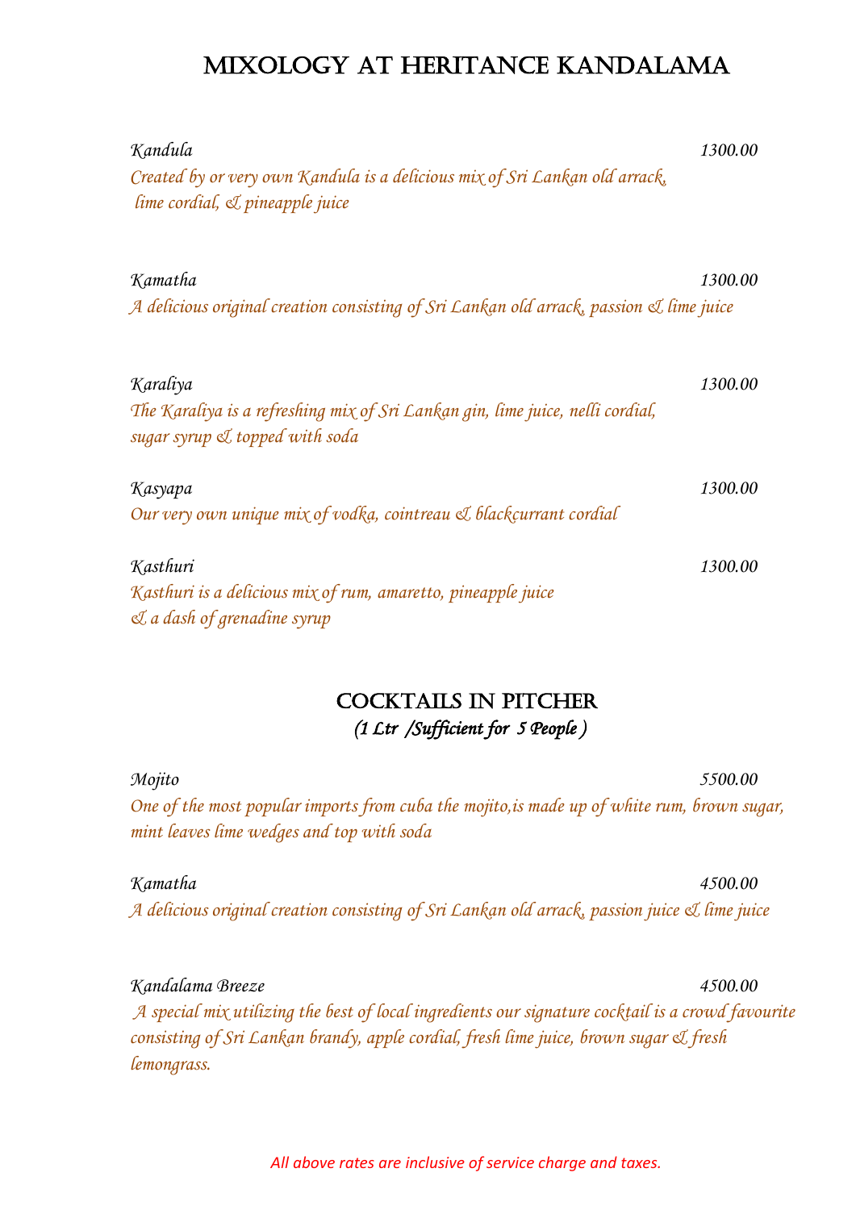# Mixology at Heritance Kandalama

*Kandula* *1300.00*

*Created by or very own Kandula is a delicious mix of Sri Lankan old arrack, lime cordial, & pineapple juice*

*Kamatha* *1300.00*

*A delicious original creation consisting of Sri Lankan old arrack, passion & lime juice*

*Karaliya* *1300.00*

*The Karaliya is a refreshing mix of Sri Lankan gin, lime juice, nelli cordial, sugar syrup & topped with soda*

*Kasyapa* *1300.00*

*Our very own unique mix of vodka, cointreau & blackcurrant cordial*

*Kasthuri* *1300.00*

*Kasthuri is a delicious mix of rum, amaretto, pineapple juice & a dash of grenadine syrup*

## Cocktails in Pitcher

*(1 Ltr /Sufficient for 5 People )*

*Mojito* *5500.00*

*One of the most popular imports from cuba the mojito,is made up of white rum, brown sugar, mint leaves lime wedges and top with soda*

*Kamatha* *4500.00*

*A delicious original creation consisting of Sri Lankan old arrack, passion juice & lime juice*

*Kandalama Breeze* *4500.00*

*A special mix utilizing the best of local ingredients our signature cocktail is a crowd favourite consisting of Sri Lankan brandy, apple cordial, fresh lime juice, brown sugar & fresh lemongrass.*

*All above rates are inclusive of service charge and taxes.*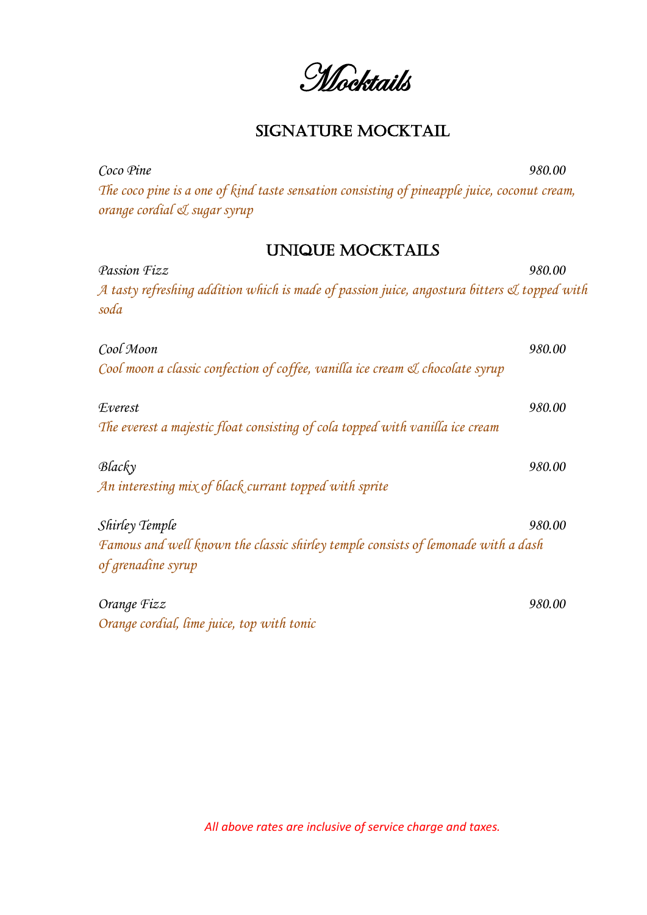# Mocktails

## SIGNATURE MOCKTAIL

*Coco Pine* *980.00*

*The coco pine is a one of kind taste sensation consisting of pineapple juice, coconut cream, orange cordial & sugar syrup*

## UNIQUE MOCKTAILS

*Passion Fizz* *980.00*

*A tasty refreshing addition which is made of passion juice, angostura bitters & topped with soda*

*Cool Moon* *980.00*

*Cool moon a classic confection of coffee, vanilla ice cream & chocolate syrup*

*Everest* *980.00*

*The everest a majestic float consisting of cola topped with vanilla ice cream*

*Blacky* *980.00*

*An interesting mix of black currant topped with sprite*

*Shirley Temple* *980.00*

*Famous and well known the classic shirley temple consists of lemonade with a dash of grenadine syrup*

*Orange Fizz* *980.00*

*Orange cordial, lime juice, top with tonic*

*All above rates are inclusive of service charge and taxes.*